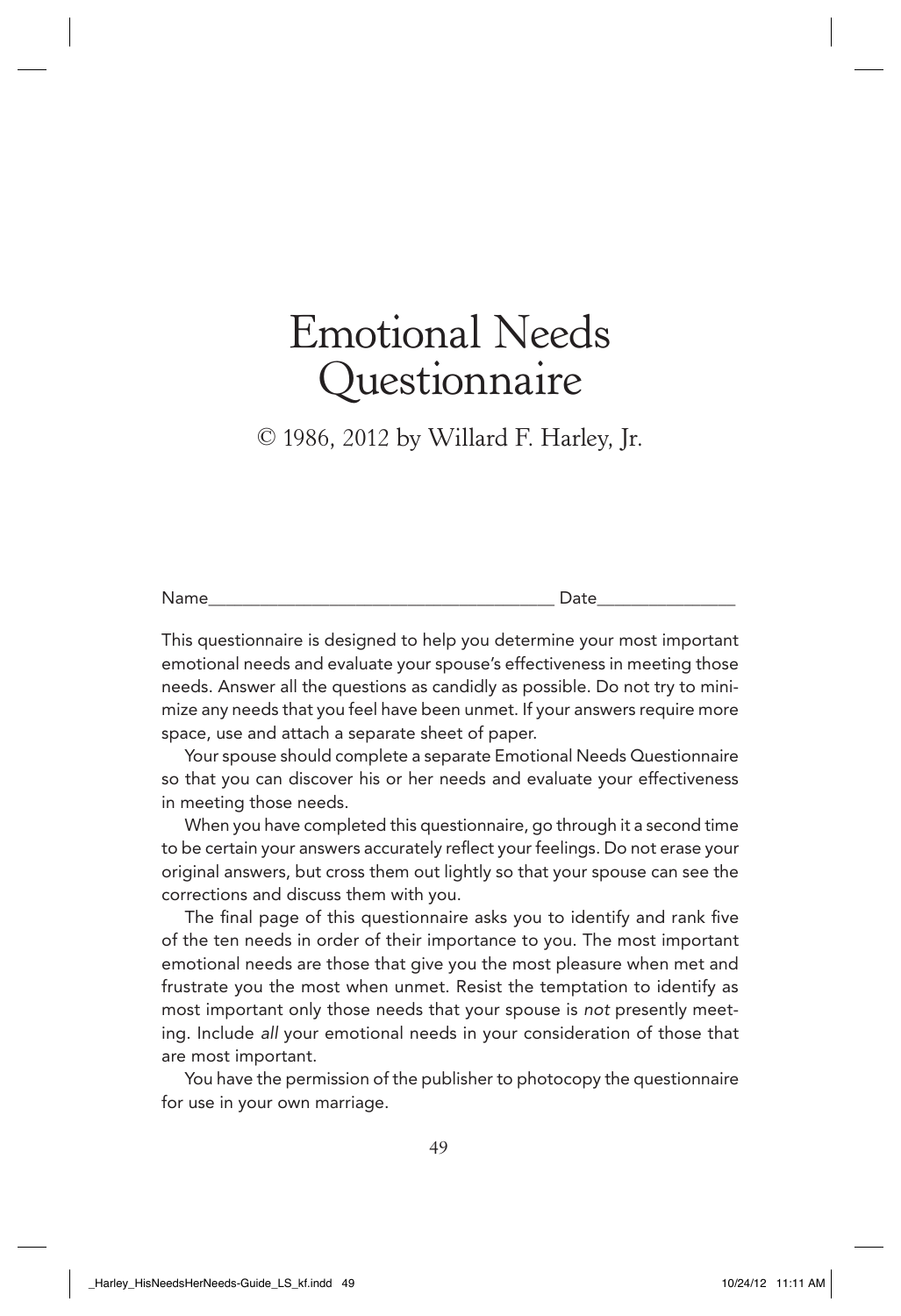# Emotional Needs Questionnaire

© 1986, 2012 by Willard F. Harley, Jr.

Name_______________________________________ Date_______________

This questionnaire is designed to help you determine your most important emotional needs and evaluate your spouse's effectiveness in meeting those needs. Answer all the questions as candidly as possible. Do not try to minimize any needs that you feel have been unmet. If your answers require more space, use and attach a separate sheet of paper.

Your spouse should complete a separate Emotional Needs Questionnaire so that you can discover his or her needs and evaluate your effectiveness in meeting those needs.

When you have completed this questionnaire, go through it a second time to be certain your answers accurately reflect your feelings. Do not erase your original answers, but cross them out lightly so that your spouse can see the corrections and discuss them with you.

The final page of this questionnaire asks you to identify and rank five of the ten needs in order of their importance to you. The most important emotional needs are those that give you the most pleasure when met and frustrate you the most when unmet. Resist the temptation to identify as most important only those needs that your spouse is *not* presently meeting. Include *all* your emotional needs in your consideration of those that are most important.

You have the permission of the publisher to photocopy the questionnaire for use in your own marriage.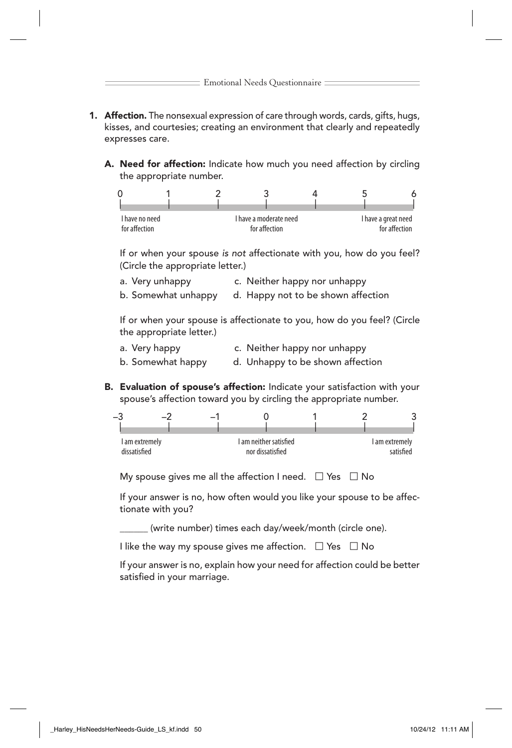1. **Affection.** The nonsexual expression of care through words, cards, gifts, hugs, kisses, and courtesies; creating an environment that clearly and repeatedly expresses care.

   **A. Need for affection:** Indicate how much you need affection by circling the appropriate number.

   | 0 | 1 | 2 | 3 | 4 | 5 | 6 |
   |---|---|---|---|---|---|---|
   | I have no need for affection | | | I have a moderate need for affection | | | I have a great need for affection |

   If or when your spouse *is not* affectionate with you, how do you feel? (Circle the appropriate letter.)

   a. Very unhappy
   b. Somewhat unhappy
   c. Neither happy nor unhappy
   d. Happy not to be shown affection

   If or when your spouse is affectionate to you, how do you feel? (Circle the appropriate letter.)

   a. Very happy
   b. Somewhat happy
   c. Neither happy nor unhappy
   d. Unhappy to be shown affection

   **B. Evaluation of spouse's affection:** Indicate your satisfaction with your spouse's affection toward you by circling the appropriate number.

   | –3 | –2 | –1 | 0 | 1 | 2 | 3 |
   |---|---|---|---|---|---|---|
   | I am extremely dissatisfied | | | I am neither satisfied nor dissatisfied | | | I am extremely satisfied |

   My spouse gives me all the affection I need. ☐ Yes ☐ No

   If your answer is no, how often would you like your spouse to be affectionate with you?

   ______ (write number) times each day/week/month (circle one).

   I like the way my spouse gives me affection. ☐ Yes ☐ No

   If your answer is no, explain how your need for affection could be better satisfied in your marriage.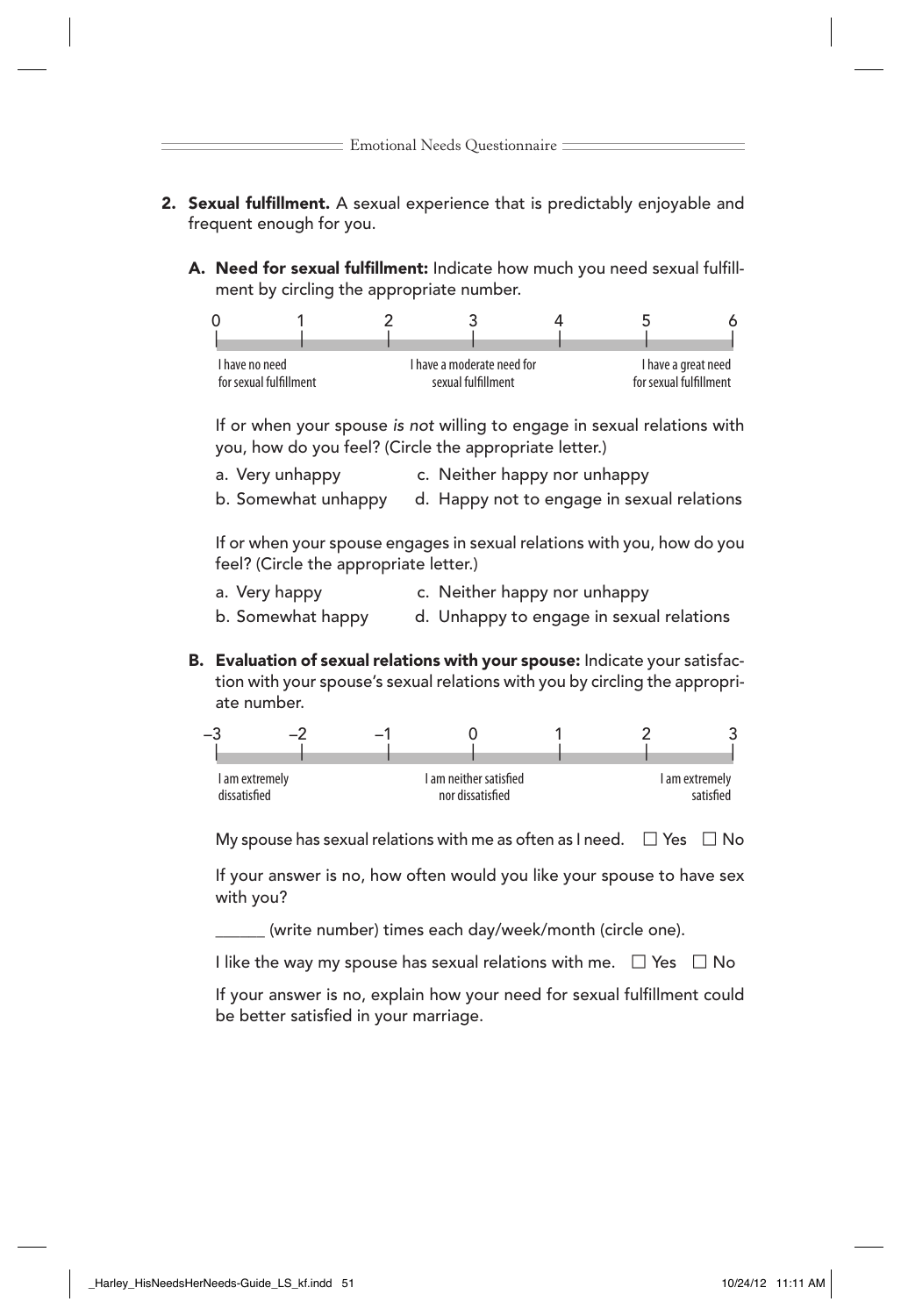**2. Sexual fulfillment.** A sexual experience that is predictably enjoyable and frequent enough for you.

**A. Need for sexual fulfillment:** Indicate how much you need sexual fulfillment by circling the appropriate number.

| 0 | 1 | 2 | 3 | 4 | 5 | 6 |
|---|---|---|---|---|---|---|
| I have no need for sexual fulfillment | | | I have a moderate need for sexual fulfillment | | | I have a great need for sexual fulfillment |

If or when your spouse *is not* willing to engage in sexual relations with you, how do you feel? (Circle the appropriate letter.)

a. Very unhappy
b. Somewhat unhappy
c. Neither happy nor unhappy
d. Happy not to engage in sexual relations

If or when your spouse engages in sexual relations with you, how do you feel? (Circle the appropriate letter.)

a. Very happy
b. Somewhat happy
c. Neither happy nor unhappy
d. Unhappy to engage in sexual relations

**B. Evaluation of sexual relations with your spouse:** Indicate your satisfaction with your spouse's sexual relations with you by circling the appropriate number.

| –3 | –2 | –1 | 0 | 1 | 2 | 3 |
|---|---|---|---|---|---|---|
| I am extremely dissatisfied | | | I am neither satisfied nor dissatisfied | | | I am extremely satisfied |

My spouse has sexual relations with me as often as I need. ☐ Yes ☐ No

If your answer is no, how often would you like your spouse to have sex with you?

______ (write number) times each day/week/month (circle one).

I like the way my spouse has sexual relations with me. ☐ Yes ☐ No

If your answer is no, explain how your need for sexual fulfillment could be better satisfied in your marriage.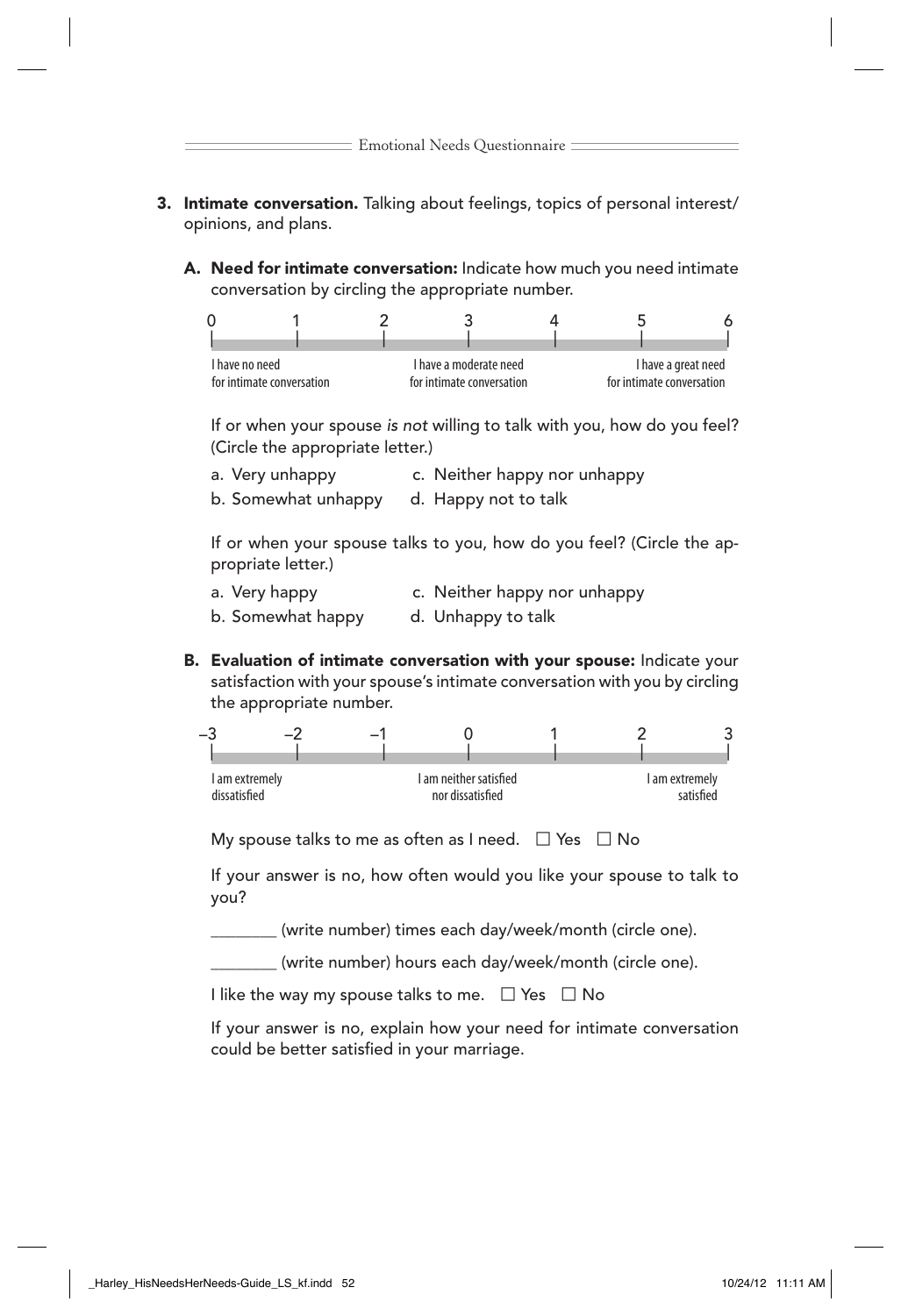**3. Intimate conversation.** Talking about feelings, topics of personal interest/ opinions, and plans.

**A. Need for intimate conversation:** Indicate how much you need intimate conversation by circling the appropriate number.

| 0 | 1 | 2 | 3 | 4 | 5 | 6 |
|---|---|---|---|---|---|---|
| I have no need for intimate conversation | | | I have a moderate need for intimate conversation | | | I have a great need for intimate conversation |

If or when your spouse *is not* willing to talk with you, how do you feel? (Circle the appropriate letter.)

a. Very unhappy
b. Somewhat unhappy
c. Neither happy nor unhappy
d. Happy not to talk

If or when your spouse talks to you, how do you feel? (Circle the appropriate letter.)

a. Very happy
b. Somewhat happy
c. Neither happy nor unhappy
d. Unhappy to talk

**B. Evaluation of intimate conversation with your spouse:** Indicate your satisfaction with your spouse's intimate conversation with you by circling the appropriate number.

| –3 | –2 | –1 | 0 | 1 | 2 | 3 |
|---|---|---|---|---|---|---|
| I am extremely dissatisfied | | | I am neither satisfied nor dissatisfied | | | I am extremely satisfied |

My spouse talks to me as often as I need. ☐ Yes ☐ No

If your answer is no, how often would you like your spouse to talk to you?

________ (write number) times each day/week/month (circle one).

________ (write number) hours each day/week/month (circle one).

I like the way my spouse talks to me. ☐ Yes ☐ No

If your answer is no, explain how your need for intimate conversation could be better satisfied in your marriage.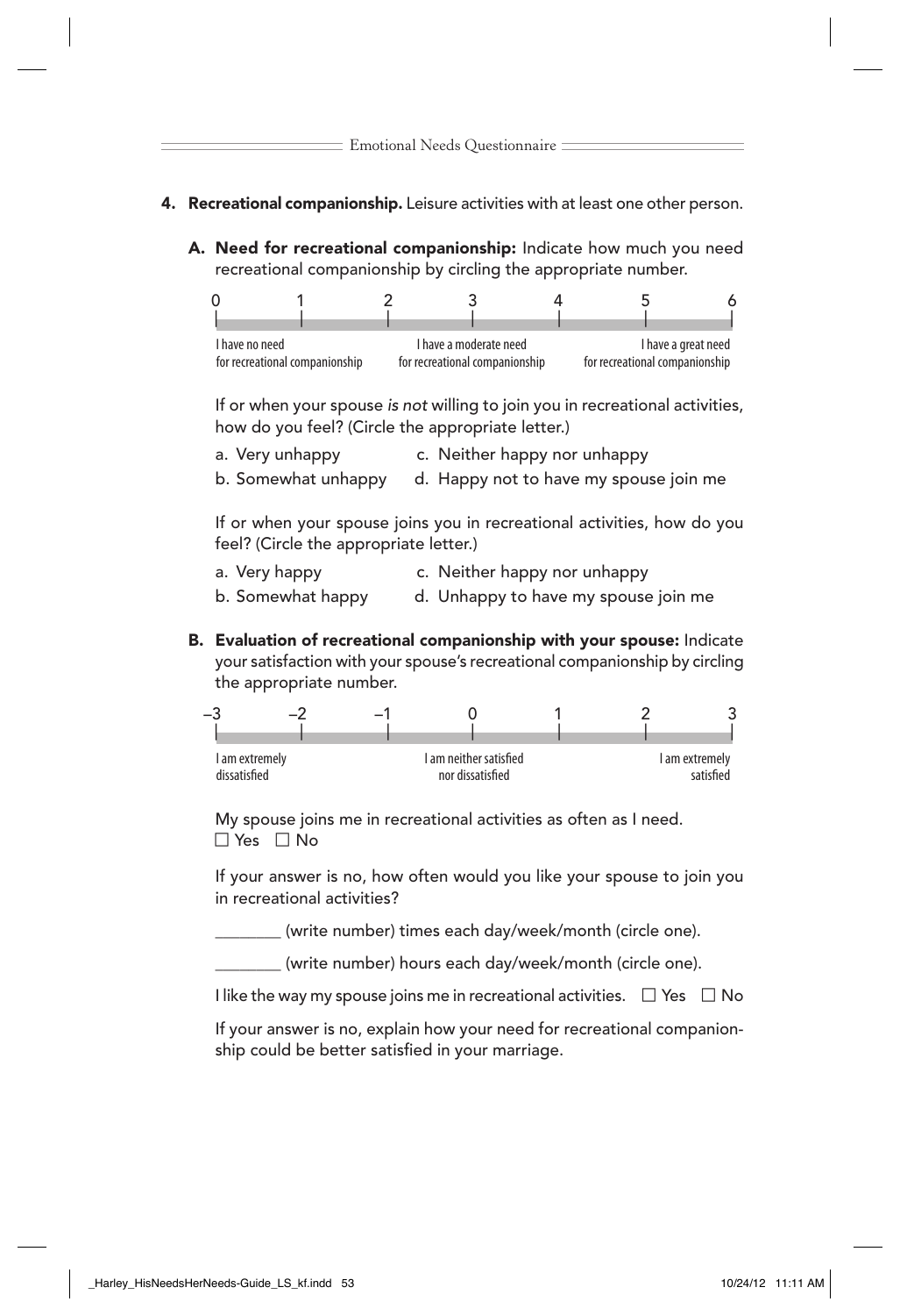**4. Recreational companionship.** Leisure activities with at least one other person.

**A. Need for recreational companionship:** Indicate how much you need recreational companionship by circling the appropriate number.

| 0 | 1 | 2 | 3 | 4 | 5 | 6 |
|---|---|---|---|---|---|---|
| I have no need for recreational companionship | | | I have a moderate need for recreational companionship | | | I have a great need for recreational companionship |

If or when your spouse *is not* willing to join you in recreational activities, how do you feel? (Circle the appropriate letter.)

a. Very unhappy
b. Somewhat unhappy
c. Neither happy nor unhappy
d. Happy not to have my spouse join me

If or when your spouse joins you in recreational activities, how do you feel? (Circle the appropriate letter.)

a. Very happy
b. Somewhat happy
c. Neither happy nor unhappy
d. Unhappy to have my spouse join me

**B. Evaluation of recreational companionship with your spouse:** Indicate your satisfaction with your spouse's recreational companionship by circling the appropriate number.

| –3 | –2 | –1 | 0 | 1 | 2 | 3 |
|---|---|---|---|---|---|---|
| I am extremely dissatisfied | | | I am neither satisfied nor dissatisfied | | | I am extremely satisfied |

My spouse joins me in recreational activities as often as I need.
☐ Yes ☐ No

If your answer is no, how often would you like your spouse to join you in recreational activities?

________ (write number) times each day/week/month (circle one).

________ (write number) hours each day/week/month (circle one).

I like the way my spouse joins me in recreational activities. ☐ Yes ☐ No

If your answer is no, explain how your need for recreational companionship could be better satisfied in your marriage.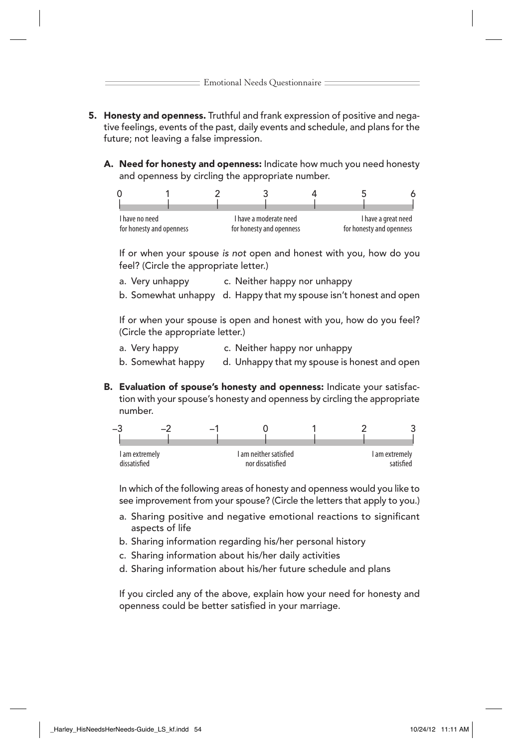**5. Honesty and openness.** Truthful and frank expression of positive and negative feelings, events of the past, daily events and schedule, and plans for the future; not leaving a false impression.

**A. Need for honesty and openness:** Indicate how much you need honesty and openness by circling the appropriate number.

| 0 | 1 | 2 | 3 | 4 | 5 | 6 |
|---|---|---|---|---|---|---|
| I have no need for honesty and openness | | | I have a moderate need for honesty and openness | | | I have a great need for honesty and openness |

If or when your spouse *is not* open and honest with you, how do you feel? (Circle the appropriate letter.)

a. Very unhappy
b. Somewhat unhappy
c. Neither happy nor unhappy
d. Happy that my spouse isn't honest and open

If or when your spouse is open and honest with you, how do you feel? (Circle the appropriate letter.)

a. Very happy
b. Somewhat happy
c. Neither happy nor unhappy
d. Unhappy that my spouse is honest and open

**B. Evaluation of spouse's honesty and openness:** Indicate your satisfaction with your spouse's honesty and openness by circling the appropriate number.

| –3 | –2 | –1 | 0 | 1 | 2 | 3 |
|---|---|---|---|---|---|---|
| I am extremely dissatisfied | | | I am neither satisfied nor dissatisfied | | | I am extremely satisfied |

In which of the following areas of honesty and openness would you like to see improvement from your spouse? (Circle the letters that apply to you.)

a. Sharing positive and negative emotional reactions to significant aspects of life
b. Sharing information regarding his/her personal history
c. Sharing information about his/her daily activities
d. Sharing information about his/her future schedule and plans

If you circled any of the above, explain how your need for honesty and openness could be better satisfied in your marriage.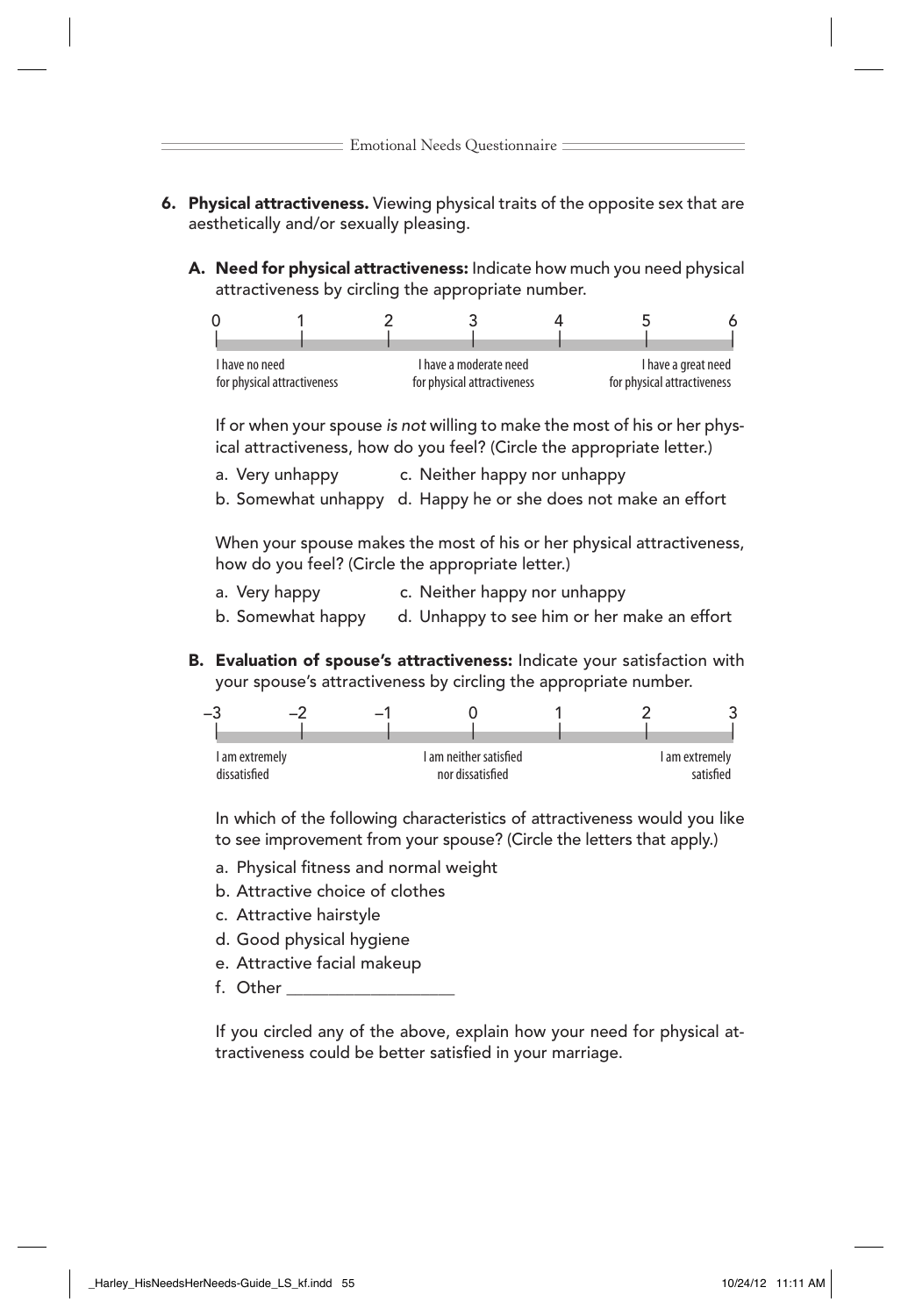**6. Physical attractiveness.** Viewing physical traits of the opposite sex that are aesthetically and/or sexually pleasing.

**A. Need for physical attractiveness:** Indicate how much you need physical attractiveness by circling the appropriate number.

| 0 | 1 | 2 | 3 | 4 | 5 | 6 |
|---|---|---|---|---|---|---|
| I have no need for physical attractiveness | | | I have a moderate need for physical attractiveness | | | I have a great need for physical attractiveness |

If or when your spouse *is not* willing to make the most of his or her physical attractiveness, how do you feel? (Circle the appropriate letter.)

a. Very unhappy  
b. Somewhat unhappy  
c. Neither happy nor unhappy  
d. Happy he or she does not make an effort

When your spouse makes the most of his or her physical attractiveness, how do you feel? (Circle the appropriate letter.)

a. Very happy  
b. Somewhat happy  
c. Neither happy nor unhappy  
d. Unhappy to see him or her make an effort

**B. Evaluation of spouse's attractiveness:** Indicate your satisfaction with your spouse's attractiveness by circling the appropriate number.

| –3 | –2 | –1 | 0 | 1 | 2 | 3 |
|---|---|---|---|---|---|---|
| I am extremely dissatisfied | | | I am neither satisfied nor dissatisfied | | | I am extremely satisfied |

In which of the following characteristics of attractiveness would you like to see improvement from your spouse? (Circle the letters that apply.)

a. Physical fitness and normal weight  
b. Attractive choice of clothes  
c. Attractive hairstyle  
d. Good physical hygiene  
e. Attractive facial makeup  
f. Other ___________________

If you circled any of the above, explain how your need for physical attractiveness could be better satisfied in your marriage.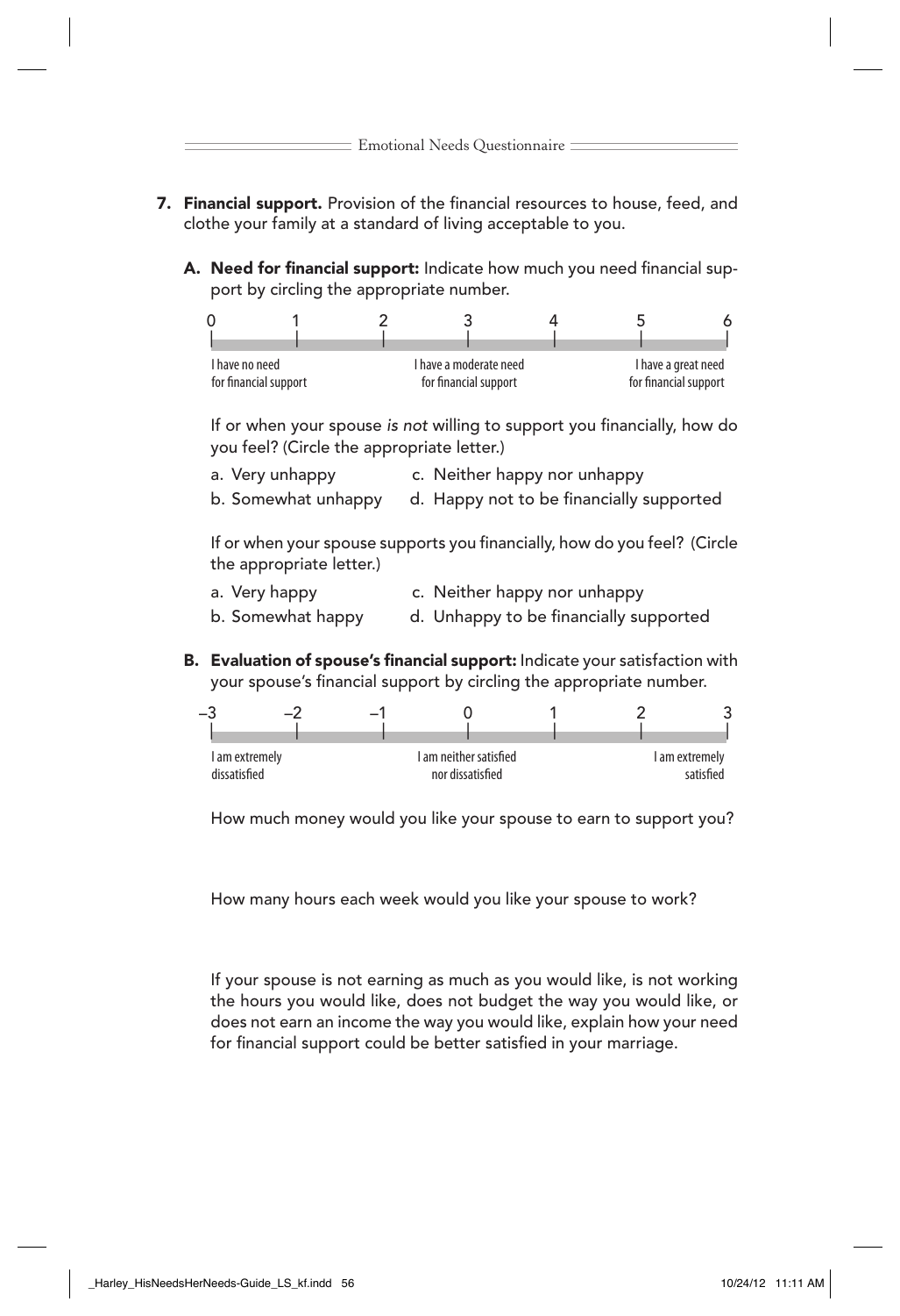**7. Financial support.** Provision of the financial resources to house, feed, and clothe your family at a standard of living acceptable to you.

**A. Need for financial support:** Indicate how much you need financial support by circling the appropriate number.

| 0 | 1 | 2 | 3 | 4 | 5 | 6 |
|---|---|---|---|---|---|---|
| I have no need for financial support | | | I have a moderate need for financial support | | | I have a great need for financial support |

If or when your spouse *is not* willing to support you financially, how do you feel? (Circle the appropriate letter.)

a. Very unhappy
b. Somewhat unhappy
c. Neither happy nor unhappy
d. Happy not to be financially supported

If or when your spouse supports you financially, how do you feel? (Circle the appropriate letter.)

a. Very happy
b. Somewhat happy
c. Neither happy nor unhappy
d. Unhappy to be financially supported

**B. Evaluation of spouse's financial support:** Indicate your satisfaction with your spouse's financial support by circling the appropriate number.

| –3 | –2 | –1 | 0 | 1 | 2 | 3 |
|---|---|---|---|---|---|---|
| I am extremely dissatisfied | | | I am neither satisfied nor dissatisfied | | | I am extremely satisfied |

How much money would you like your spouse to earn to support you?

How many hours each week would you like your spouse to work?

If your spouse is not earning as much as you would like, is not working the hours you would like, does not budget the way you would like, or does not earn an income the way you would like, explain how your need for financial support could be better satisfied in your marriage.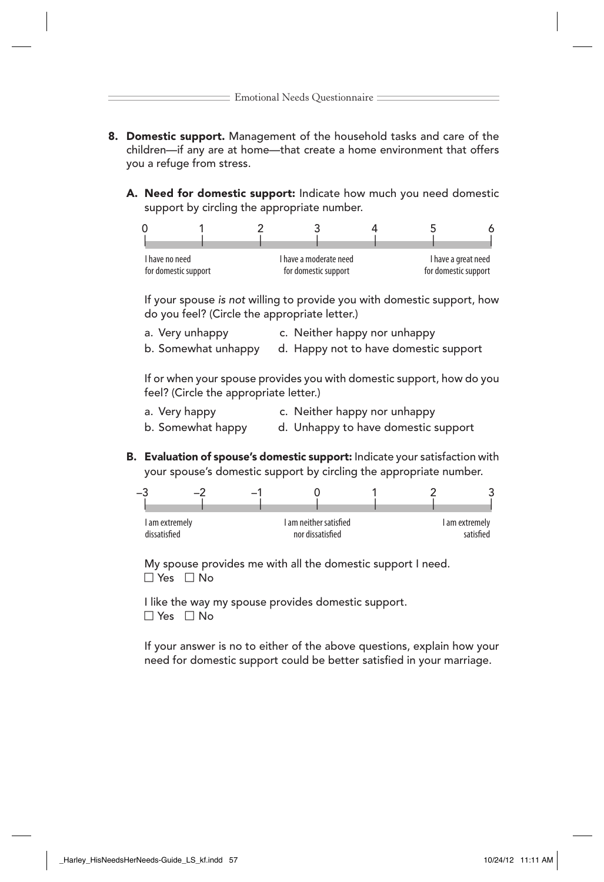**8. Domestic support.** Management of the household tasks and care of the children—if any are at home—that create a home environment that offers you a refuge from stress.

**A. Need for domestic support:** Indicate how much you need domestic support by circling the appropriate number.

| 0 | 1 | 2 | 3 | 4 | 5 | 6 |
|---|---|---|---|---|---|---|
| I have no need for domestic support | | | I have a moderate need for domestic support | | | I have a great need for domestic support |

If your spouse *is not* willing to provide you with domestic support, how do you feel? (Circle the appropriate letter.)

a. Very unhappy  
b. Somewhat unhappy  
c. Neither happy nor unhappy  
d. Happy not to have domestic support

If or when your spouse provides you with domestic support, how do you feel? (Circle the appropriate letter.)

a. Very happy  
b. Somewhat happy  
c. Neither happy nor unhappy  
d. Unhappy to have domestic support

**B. Evaluation of spouse's domestic support:** Indicate your satisfaction with your spouse's domestic support by circling the appropriate number.

| –3 | –2 | –1 | 0 | 1 | 2 | 3 |
|---|---|---|---|---|---|---|
| I am extremely dissatisfied | | | I am neither satisfied nor dissatisfied | | | I am extremely satisfied |

My spouse provides me with all the domestic support I need.  
☐ Yes ☐ No

I like the way my spouse provides domestic support.  
☐ Yes ☐ No

If your answer is no to either of the above questions, explain how your need for domestic support could be better satisfied in your marriage.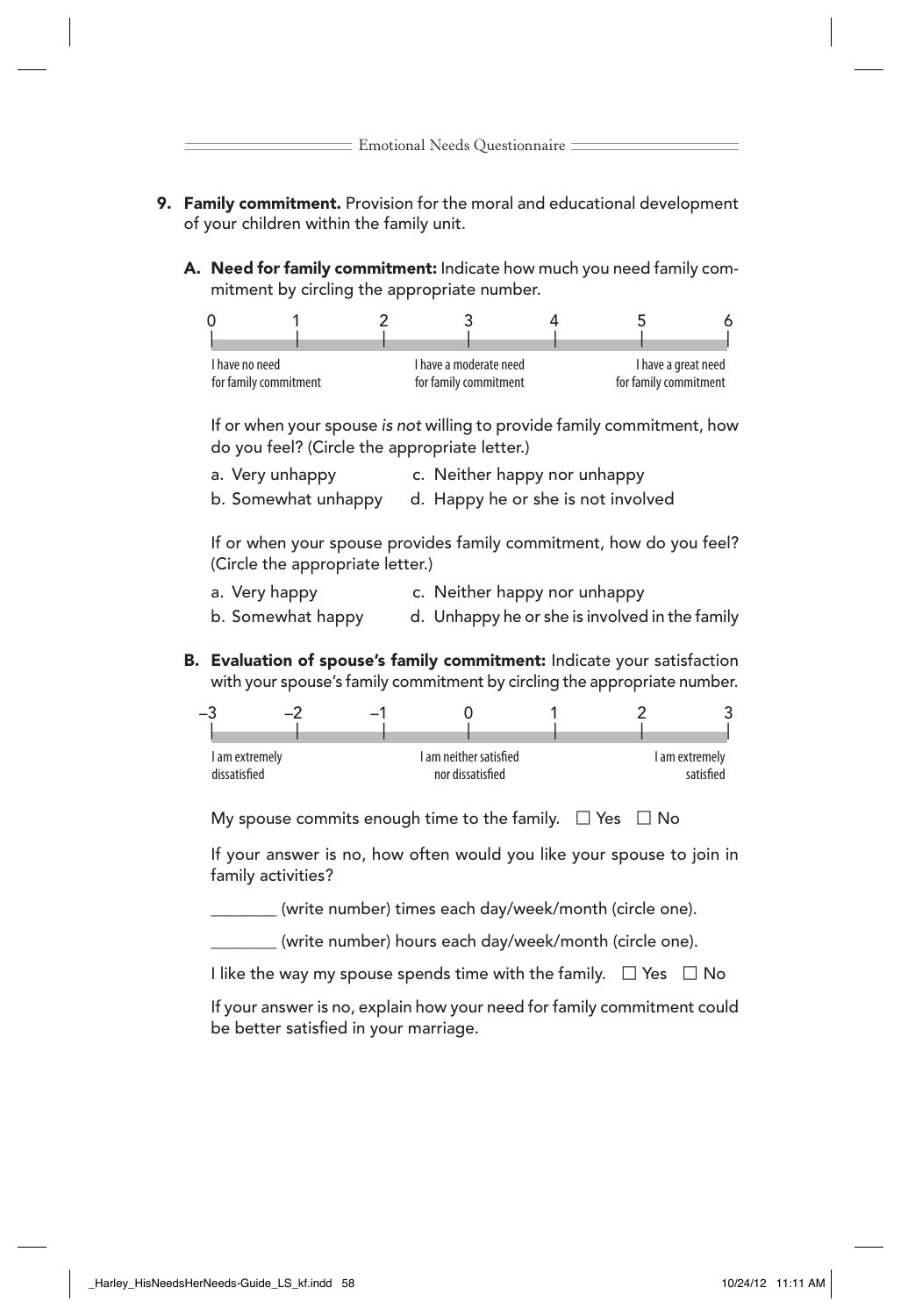**9. Family commitment.** Provision for the moral and educational development of your children within the family unit.

**A. Need for family commitment:** Indicate how much you need family commitment by circling the appropriate number.

| 0 | 1 | 2 | 3 | 4 | 5 | 6 |
|---|---|---|---|---|---|---|
| I have no need for family commitment | | | I have a moderate need for family commitment | | | I have a great need for family commitment |

If or when your spouse *is not* willing to provide family commitment, how do you feel? (Circle the appropriate letter.)

a. Very unhappy
b. Somewhat unhappy
c. Neither happy nor unhappy
d. Happy he or she is not involved

If or when your spouse provides family commitment, how do you feel? (Circle the appropriate letter.)

a. Very happy
b. Somewhat happy
c. Neither happy nor unhappy
d. Unhappy he or she is involved in the family

**B. Evaluation of spouse's family commitment:** Indicate your satisfaction with your spouse's family commitment by circling the appropriate number.

| –3 | –2 | –1 | 0 | 1 | 2 | 3 |
|---|---|---|---|---|---|---|
| I am extremely dissatisfied | | | I am neither satisfied nor dissatisfied | | | I am extremely satisfied |

My spouse commits enough time to the family. ☐ Yes ☐ No

If your answer is no, how often would you like your spouse to join in family activities?

________ (write number) times each day/week/month (circle one).

________ (write number) hours each day/week/month (circle one).

I like the way my spouse spends time with the family. ☐ Yes ☐ No

If your answer is no, explain how your need for family commitment could be better satisfied in your marriage.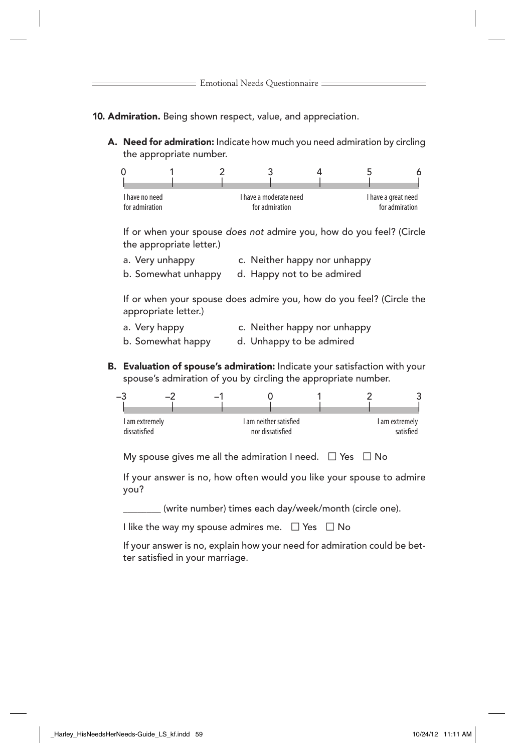**10. Admiration.** Being shown respect, value, and appreciation.

**A. Need for admiration:** Indicate how much you need admiration by circling the appropriate number.

| 0 | 1 | 2 | 3 | 4 | 5 | 6 |
|---|---|---|---|---|---|---|
| I have no need for admiration | | | I have a moderate need for admiration | | | I have a great need for admiration |

If or when your spouse *does not* admire you, how do you feel? (Circle the appropriate letter.)

a. Very unhappy
b. Somewhat unhappy
c. Neither happy nor unhappy
d. Happy not to be admired

If or when your spouse does admire you, how do you feel? (Circle the appropriate letter.)

a. Very happy
b. Somewhat happy
c. Neither happy nor unhappy
d. Unhappy to be admired

**B. Evaluation of spouse's admiration:** Indicate your satisfaction with your spouse's admiration of you by circling the appropriate number.

| –3 | –2 | –1 | 0 | 1 | 2 | 3 |
|---|---|---|---|---|---|---|
| I am extremely dissatisfied | | | I am neither satisfied nor dissatisfied | | | I am extremely satisfied |

My spouse gives me all the admiration I need. ☐ Yes ☐ No

If your answer is no, how often would you like your spouse to admire you?

________ (write number) times each day/week/month (circle one).

I like the way my spouse admires me. ☐ Yes ☐ No

If your answer is no, explain how your need for admiration could be better satisfied in your marriage.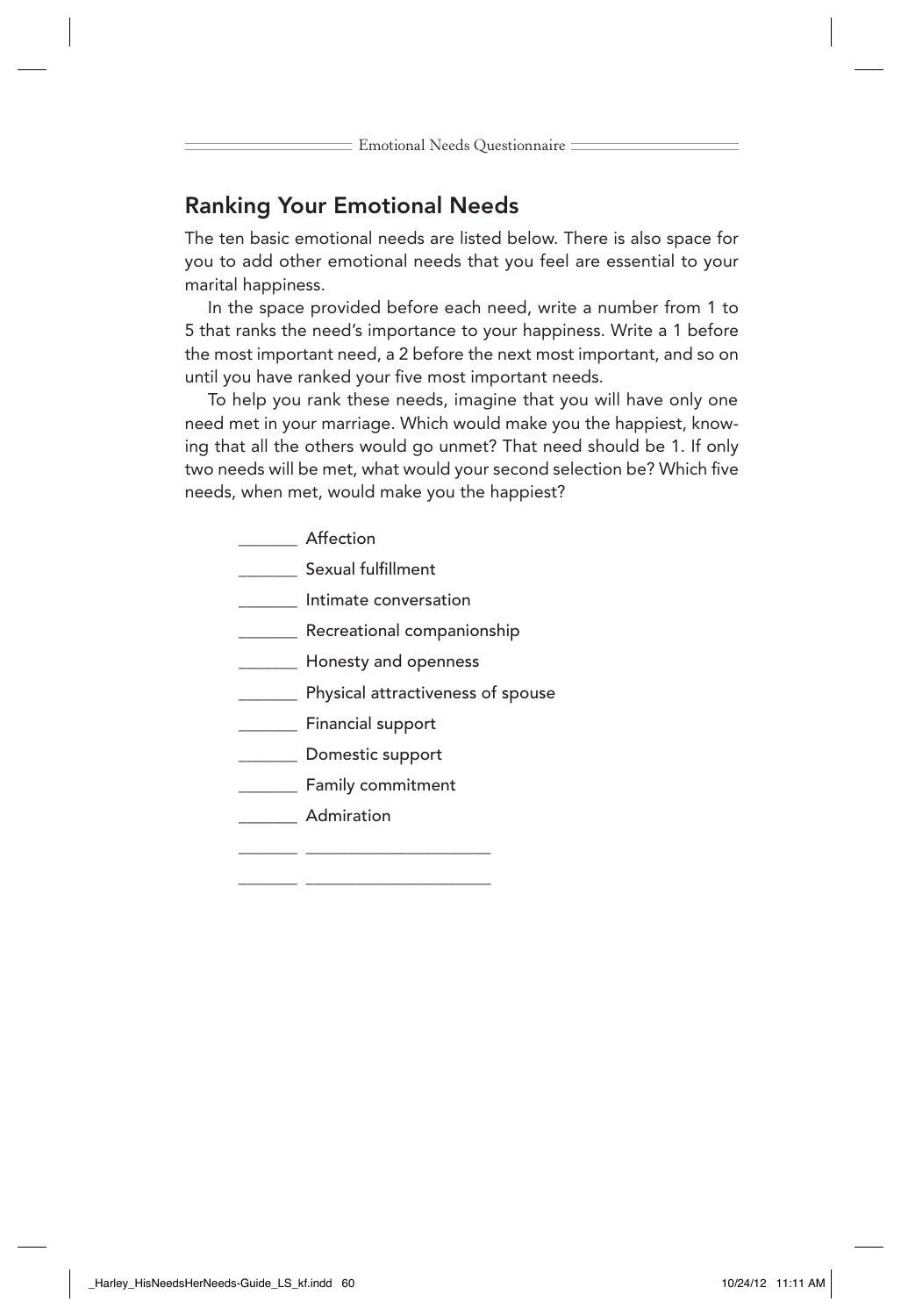## Ranking Your Emotional Needs

The ten basic emotional needs are listed below. There is also space for you to add other emotional needs that you feel are essential to your marital happiness.

In the space provided before each need, write a number from 1 to 5 that ranks the need's importance to your happiness. Write a 1 before the most important need, a 2 before the next most important, and so on until you have ranked your five most important needs.

To help you rank these needs, imagine that you will have only one need met in your marriage. Which would make you the happiest, knowing that all the others would go unmet? That need should be 1. If only two needs will be met, what would your second selection be? Which five needs, when met, would make you the happiest?

_______ Affection

_______ Sexual fulfillment

_______ Intimate conversation

_______ Recreational companionship

_______ Honesty and openness

_______ Physical attractiveness of spouse

_______ Financial support

_______ Domestic support

_______ Family commitment

_______ Admiration

_______ _____________________

_______ _____________________